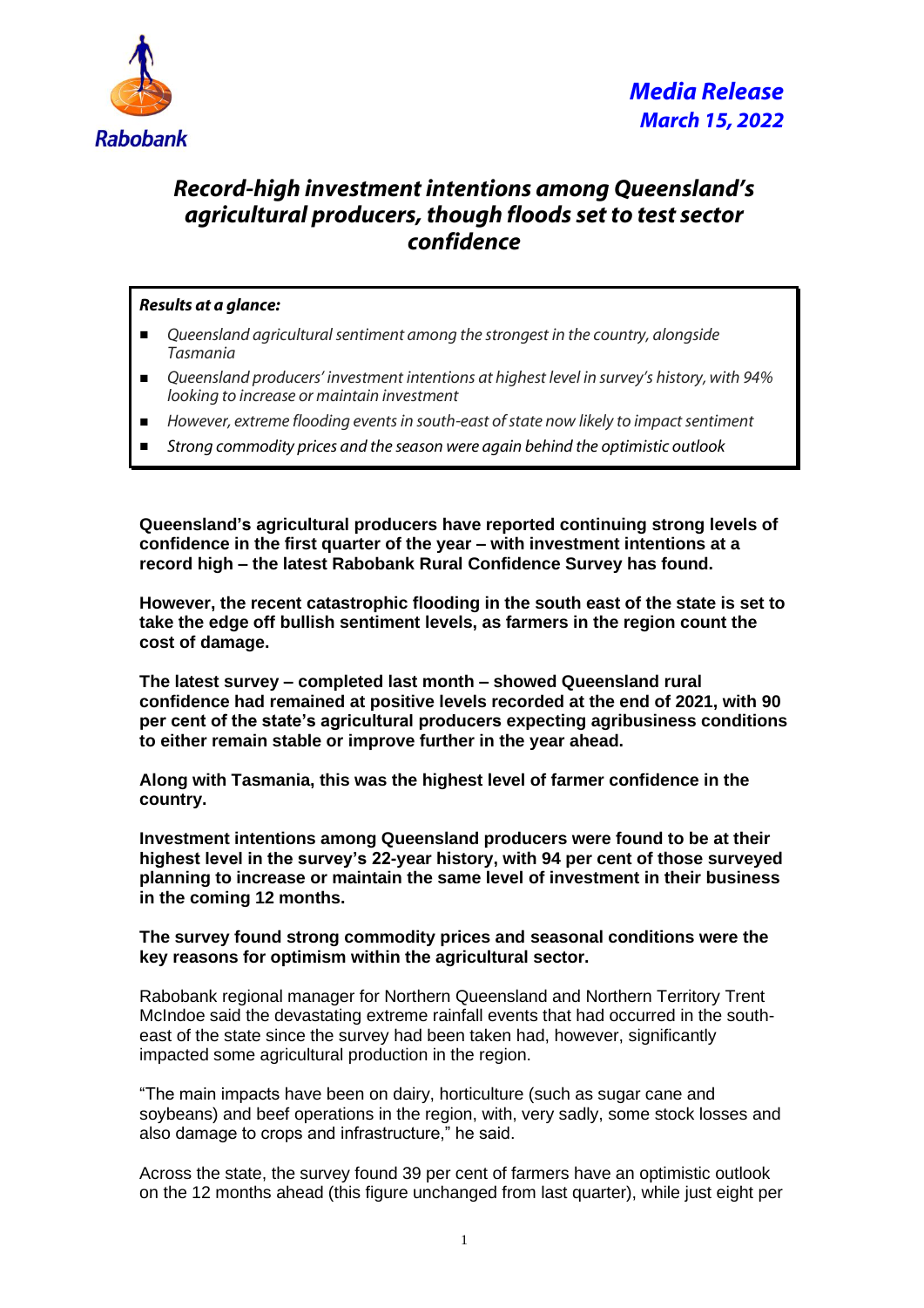Rabobank

***Media Release***
***March 15, 2022***

# *Record-high investment intentions among Queensland's agricultural producers, though floods set to test sector confidence*

***Results at a glance:***

- *Queensland agricultural sentiment among the strongest in the country, alongside Tasmania*
- *Queensland producers' investment intentions at highest level in survey's history, with 94% looking to increase or maintain investment*
- *However, extreme flooding events in south-east of state now likely to impact sentiment*
- *Strong commodity prices and the season were again behind the optimistic outlook*

**Queensland's agricultural producers have reported continuing strong levels of confidence in the first quarter of the year – with investment intentions at a record high – the latest Rabobank Rural Confidence Survey has found.**

**However, the recent catastrophic flooding in the south east of the state is set to take the edge off bullish sentiment levels, as farmers in the region count the cost of damage.**

**The latest survey – completed last month – showed Queensland rural confidence had remained at positive levels recorded at the end of 2021, with 90 per cent of the state's agricultural producers expecting agribusiness conditions to either remain stable or improve further in the year ahead.**

**Along with Tasmania, this was the highest level of farmer confidence in the country.**

**Investment intentions among Queensland producers were found to be at their highest level in the survey's 22-year history, with 94 per cent of those surveyed planning to increase or maintain the same level of investment in their business in the coming 12 months.**

**The survey found strong commodity prices and seasonal conditions were the key reasons for optimism within the agricultural sector.**

Rabobank regional manager for Northern Queensland and Northern Territory Trent McIndoe said the devastating extreme rainfall events that had occurred in the south-east of the state since the survey had been taken had, however, significantly impacted some agricultural production in the region.

"The main impacts have been on dairy, horticulture (such as sugar cane and soybeans) and beef operations in the region, with, very sadly, some stock losses and also damage to crops and infrastructure," he said.

Across the state, the survey found 39 per cent of farmers have an optimistic outlook on the 12 months ahead (this figure unchanged from last quarter), while just eight per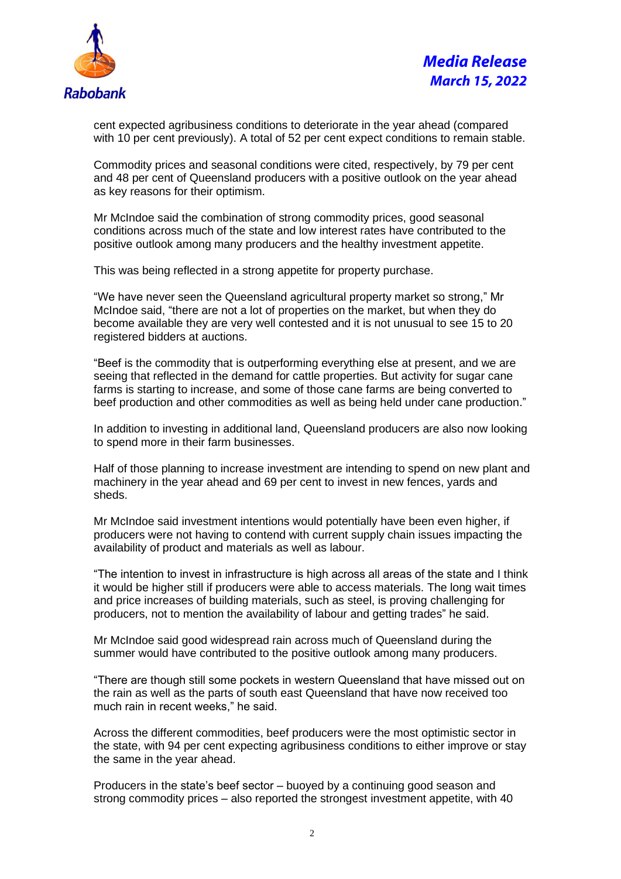cent expected agribusiness conditions to deteriorate in the year ahead (compared with 10 per cent previously). A total of 52 per cent expect conditions to remain stable.

Commodity prices and seasonal conditions were cited, respectively, by 79 per cent and 48 per cent of Queensland producers with a positive outlook on the year ahead as key reasons for their optimism.

Mr McIndoe said the combination of strong commodity prices, good seasonal conditions across much of the state and low interest rates have contributed to the positive outlook among many producers and the healthy investment appetite.

This was being reflected in a strong appetite for property purchase.

"We have never seen the Queensland agricultural property market so strong," Mr McIndoe said, "there are not a lot of properties on the market, but when they do become available they are very well contested and it is not unusual to see 15 to 20 registered bidders at auctions.

"Beef is the commodity that is outperforming everything else at present, and we are seeing that reflected in the demand for cattle properties. But activity for sugar cane farms is starting to increase, and some of those cane farms are being converted to beef production and other commodities as well as being held under cane production."

In addition to investing in additional land, Queensland producers are also now looking to spend more in their farm businesses.

Half of those planning to increase investment are intending to spend on new plant and machinery in the year ahead and 69 per cent to invest in new fences, yards and sheds.

Mr McIndoe said investment intentions would potentially have been even higher, if producers were not having to contend with current supply chain issues impacting the availability of product and materials as well as labour.

"The intention to invest in infrastructure is high across all areas of the state and I think it would be higher still if producers were able to access materials. The long wait times and price increases of building materials, such as steel, is proving challenging for producers, not to mention the availability of labour and getting trades" he said.

Mr McIndoe said good widespread rain across much of Queensland during the summer would have contributed to the positive outlook among many producers.

"There are though still some pockets in western Queensland that have missed out on the rain as well as the parts of south east Queensland that have now received too much rain in recent weeks," he said.

Across the different commodities, beef producers were the most optimistic sector in the state, with 94 per cent expecting agribusiness conditions to either improve or stay the same in the year ahead.

Producers in the state's beef sector – buoyed by a continuing good season and strong commodity prices – also reported the strongest investment appetite, with 40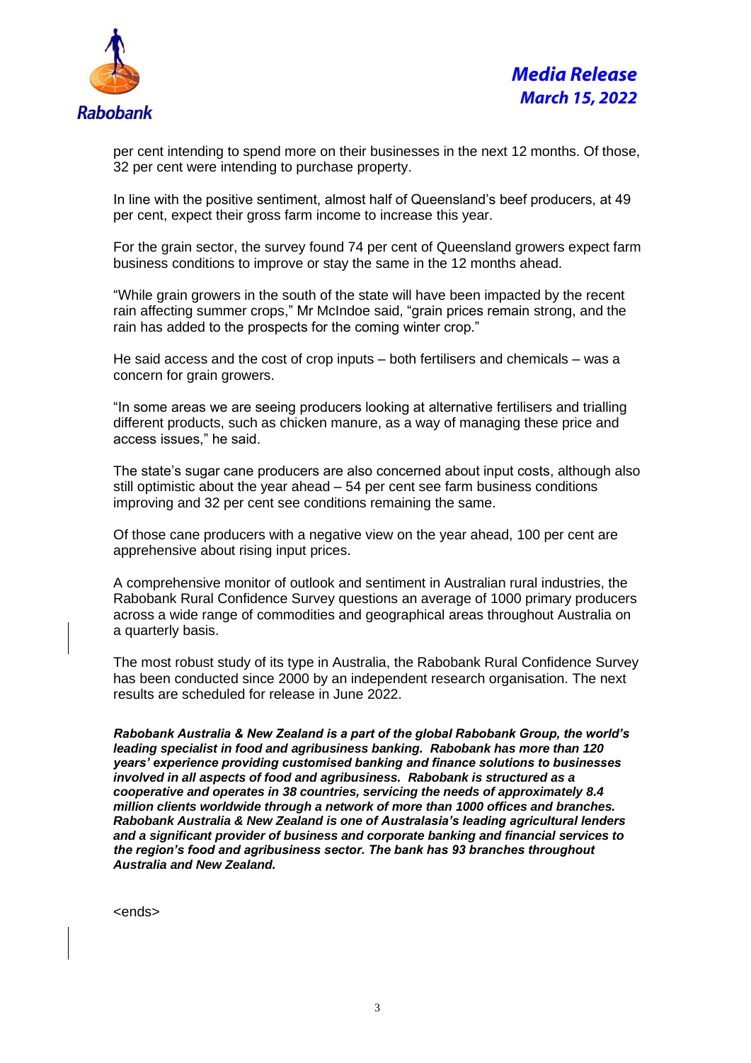per cent intending to spend more on their businesses in the next 12 months. Of those, 32 per cent were intending to purchase property.

In line with the positive sentiment, almost half of Queensland's beef producers, at 49 per cent, expect their gross farm income to increase this year.

For the grain sector, the survey found 74 per cent of Queensland growers expect farm business conditions to improve or stay the same in the 12 months ahead.

"While grain growers in the south of the state will have been impacted by the recent rain affecting summer crops," Mr McIndoe said, "grain prices remain strong, and the rain has added to the prospects for the coming winter crop."

He said access and the cost of crop inputs – both fertilisers and chemicals – was a concern for grain growers.

"In some areas we are seeing producers looking at alternative fertilisers and trialling different products, such as chicken manure, as a way of managing these price and access issues," he said.

The state's sugar cane producers are also concerned about input costs, although also still optimistic about the year ahead – 54 per cent see farm business conditions improving and 32 per cent see conditions remaining the same.

Of those cane producers with a negative view on the year ahead, 100 per cent are apprehensive about rising input prices.

A comprehensive monitor of outlook and sentiment in Australian rural industries, the Rabobank Rural Confidence Survey questions an average of 1000 primary producers across a wide range of commodities and geographical areas throughout Australia on a quarterly basis.

The most robust study of its type in Australia, the Rabobank Rural Confidence Survey has been conducted since 2000 by an independent research organisation. The next results are scheduled for release in June 2022.

***Rabobank Australia & New Zealand is a part of the global Rabobank Group, the world's leading specialist in food and agribusiness banking. Rabobank has more than 120 years' experience providing customised banking and finance solutions to businesses involved in all aspects of food and agribusiness. Rabobank is structured as a cooperative and operates in 38 countries, servicing the needs of approximately 8.4 million clients worldwide through a network of more than 1000 offices and branches. Rabobank Australia & New Zealand is one of Australasia's leading agricultural lenders and a significant provider of business and corporate banking and financial services to the region's food and agribusiness sector. The bank has 93 branches throughout Australia and New Zealand.***

<ends>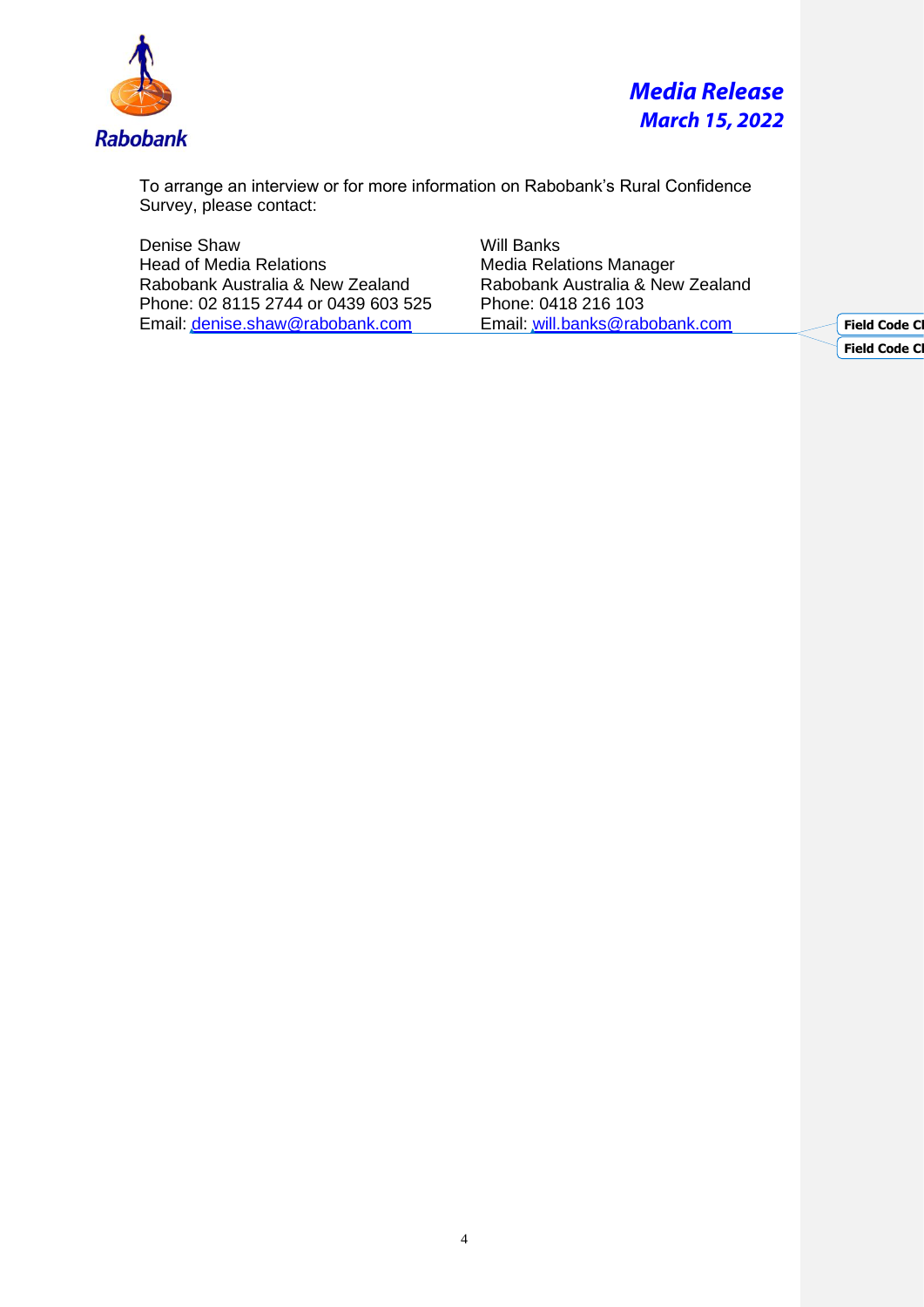To arrange an interview or for more information on Rabobank's Rural Confidence Survey, please contact:

Denise Shaw
Head of Media Relations
Rabobank Australia & New Zealand
Phone: 02 8115 2744 or 0439 603 525
Email: denise.shaw@rabobank.com

Will Banks
Media Relations Manager
Rabobank Australia & New Zealand
Phone: 0418 216 103
Email: will.banks@rabobank.com